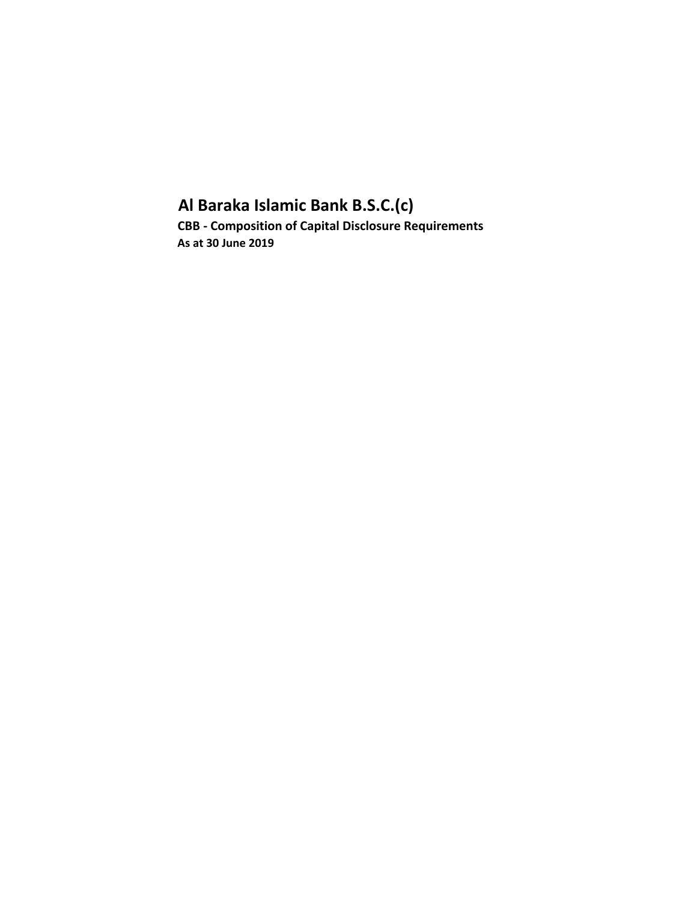# Al Baraka Islamic Bank B.S.C.(c)

**CBB - Composition of Capital Disclosure Requirements**

**As at 30 June 2019**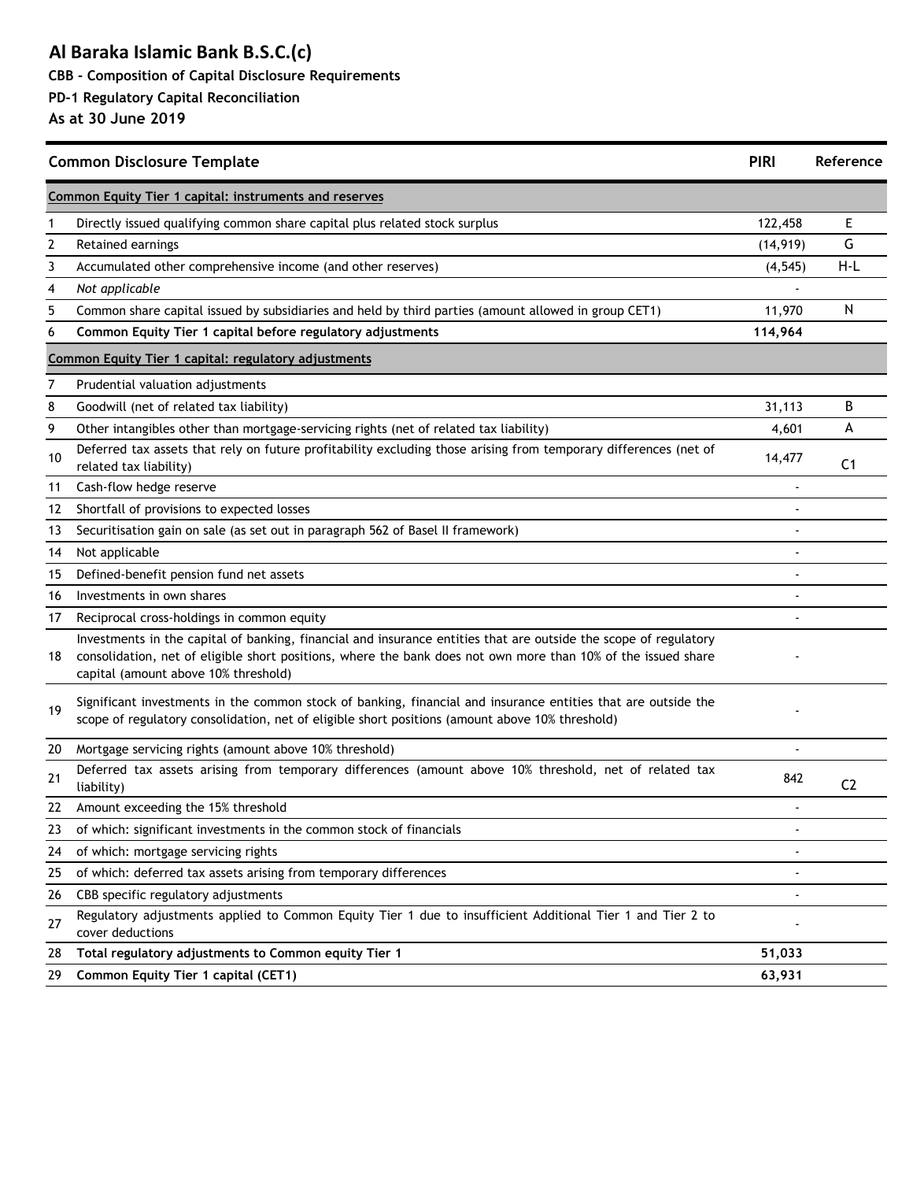# Al Baraka Islamic Bank B.S.C.(c)

**CBB - Composition of Capital Disclosure Requirements**

**PD-1 Regulatory Capital Reconciliation**

**As at 30 June 2019**

| | Common Disclosure Template | PIRI | Reference |
|---|---|---|---|
| | **Common Equity Tier 1 capital: instruments and reserves** | | |
| 1 | Directly issued qualifying common share capital plus related stock surplus | 122,458 | E |
| 2 | Retained earnings | (14,919) | G |
| 3 | Accumulated other comprehensive income (and other reserves) | (4,545) | H-L |
| 4 | *Not applicable* | - | |
| 5 | Common share capital issued by subsidiaries and held by third parties (amount allowed in group CET1) | 11,970 | N |
| 6 | **Common Equity Tier 1 capital before regulatory adjustments** | **114,964** | |
| | **Common Equity Tier 1 capital: regulatory adjustments** | | |
| 7 | Prudential valuation adjustments | | |
| 8 | Goodwill (net of related tax liability) | 31,113 | B |
| 9 | Other intangibles other than mortgage-servicing rights (net of related tax liability) | 4,601 | A |
| 10 | Deferred tax assets that rely on future profitability excluding those arising from temporary differences (net of related tax liability) | 14,477 | C1 |
| 11 | Cash-flow hedge reserve | - | |
| 12 | Shortfall of provisions to expected losses | - | |
| 13 | Securitisation gain on sale (as set out in paragraph 562 of Basel II framework) | - | |
| 14 | Not applicable | - | |
| 15 | Defined-benefit pension fund net assets | - | |
| 16 | Investments in own shares | - | |
| 17 | Reciprocal cross-holdings in common equity | - | |
| 18 | Investments in the capital of banking, financial and insurance entities that are outside the scope of regulatory consolidation, net of eligible short positions, where the bank does not own more than 10% of the issued share capital (amount above 10% threshold) | - | |
| 19 | Significant investments in the common stock of banking, financial and insurance entities that are outside the scope of regulatory consolidation, net of eligible short positions (amount above 10% threshold) | - | |
| 20 | Mortgage servicing rights (amount above 10% threshold) | - | |
| 21 | Deferred tax assets arising from temporary differences (amount above 10% threshold, net of related tax liability) | 842 | C2 |
| 22 | Amount exceeding the 15% threshold | - | |
| 23 | of which: significant investments in the common stock of financials | - | |
| 24 | of which: mortgage servicing rights | - | |
| 25 | of which: deferred tax assets arising from temporary differences | - | |
| 26 | CBB specific regulatory adjustments | - | |
| 27 | Regulatory adjustments applied to Common Equity Tier 1 due to insufficient Additional Tier 1 and Tier 2 to cover deductions | - | |
| 28 | **Total regulatory adjustments to Common equity Tier 1** | **51,033** | |
| 29 | **Common Equity Tier 1 capital (CET1)** | **63,931** | |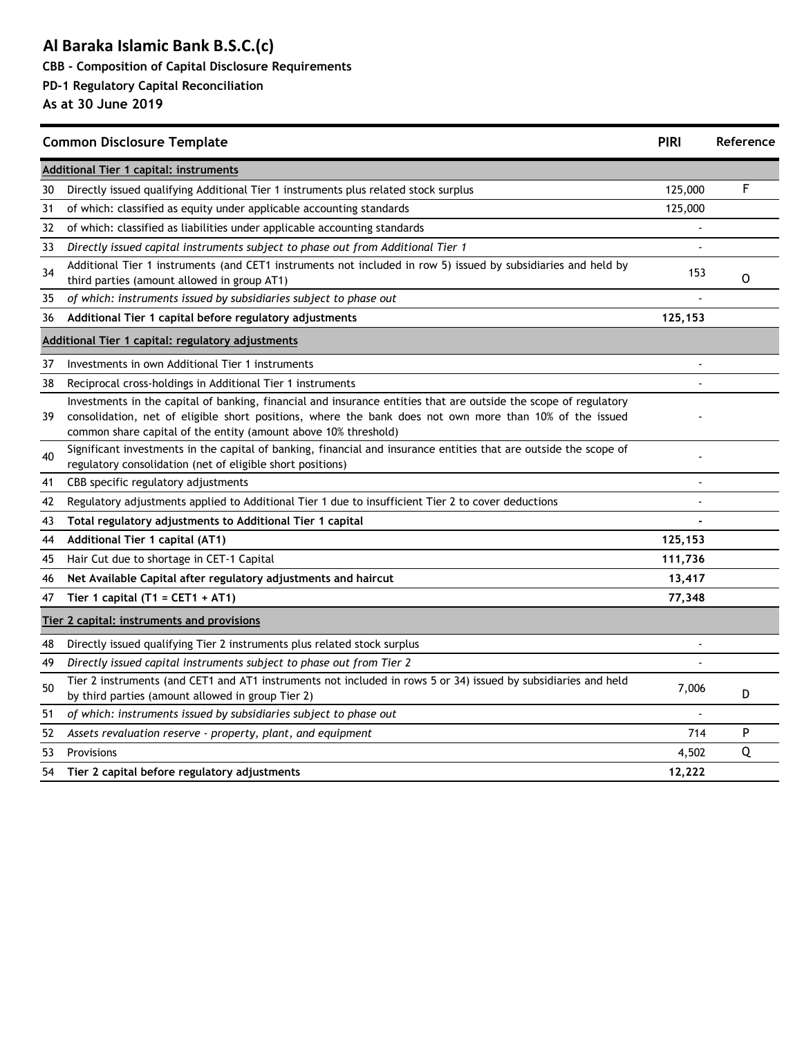# Al Baraka Islamic Bank B.S.C.(c)

**CBB - Composition of Capital Disclosure Requirements**

**PD-1 Regulatory Capital Reconciliation**

**As at 30 June 2019**

| | Common Disclosure Template | PIRI | Reference |
|---|---|---|---|
| | **Additional Tier 1 capital: instruments** | | |
| 30 | Directly issued qualifying Additional Tier 1 instruments plus related stock surplus | 125,000 | F |
| 31 | of which: classified as equity under applicable accounting standards | 125,000 | |
| 32 | of which: classified as liabilities under applicable accounting standards | - | |
| 33 | *Directly issued capital instruments subject to phase out from Additional Tier 1* | - | |
| 34 | Additional Tier 1 instruments (and CET1 instruments not included in row 5) issued by subsidiaries and held by third parties (amount allowed in group AT1) | 153 | O |
| 35 | *of which: instruments issued by subsidiaries subject to phase out* | - | |
| 36 | **Additional Tier 1 capital before regulatory adjustments** | **125,153** | |
| | **Additional Tier 1 capital: regulatory adjustments** | | |
| 37 | Investments in own Additional Tier 1 instruments | - | |
| 38 | Reciprocal cross-holdings in Additional Tier 1 instruments | - | |
| 39 | Investments in the capital of banking, financial and insurance entities that are outside the scope of regulatory consolidation, net of eligible short positions, where the bank does not own more than 10% of the issued common share capital of the entity (amount above 10% threshold) | - | |
| 40 | Significant investments in the capital of banking, financial and insurance entities that are outside the scope of regulatory consolidation (net of eligible short positions) | - | |
| 41 | CBB specific regulatory adjustments | - | |
| 42 | Regulatory adjustments applied to Additional Tier 1 due to insufficient Tier 2 to cover deductions | - | |
| 43 | **Total regulatory adjustments to Additional Tier 1 capital** | **-** | |
| 44 | **Additional Tier 1 capital (AT1)** | **125,153** | |
| 45 | Hair Cut due to shortage in CET-1 Capital | **111,736** | |
| 46 | **Net Available Capital after regulatory adjustments and haircut** | **13,417** | |
| 47 | **Tier 1 capital (T1 = CET1 + AT1)** | **77,348** | |
| | **Tier 2 capital: instruments and provisions** | | |
| 48 | Directly issued qualifying Tier 2 instruments plus related stock surplus | - | |
| 49 | *Directly issued capital instruments subject to phase out from Tier 2* | - | |
| 50 | Tier 2 instruments (and CET1 and AT1 instruments not included in rows 5 or 34) issued by subsidiaries and held by third parties (amount allowed in group Tier 2) | 7,006 | D |
| 51 | *of which: instruments issued by subsidiaries subject to phase out* | - | |
| 52 | *Assets revaluation reserve - property, plant, and equipment* | 714 | P |
| 53 | Provisions | 4,502 | Q |
| 54 | **Tier 2 capital before regulatory adjustments** | **12,222** | |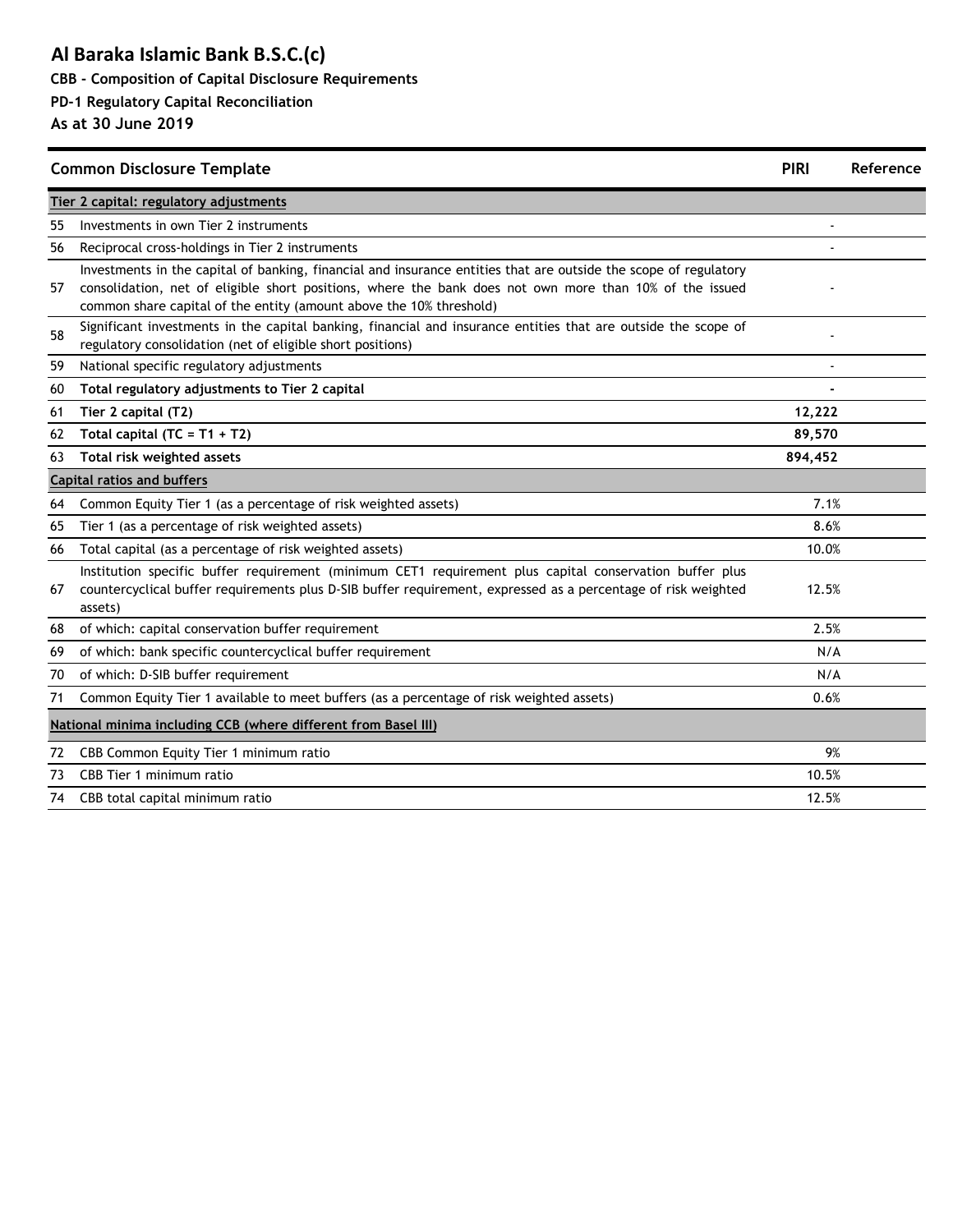# Al Baraka Islamic Bank B.S.C.(c)

**CBB - Composition of Capital Disclosure Requirements**

**PD-1 Regulatory Capital Reconciliation**

**As at 30 June 2019**

| | **Common Disclosure Template** | **PIRI** | **Reference** |
|---|---|---|---|
| | **Tier 2 capital: regulatory adjustments** | | |
| 55 | Investments in own Tier 2 instruments | - | |
| 56 | Reciprocal cross-holdings in Tier 2 instruments | - | |
| 57 | Investments in the capital of banking, financial and insurance entities that are outside the scope of regulatory consolidation, net of eligible short positions, where the bank does not own more than 10% of the issued common share capital of the entity (amount above the 10% threshold) | - | |
| 58 | Significant investments in the capital banking, financial and insurance entities that are outside the scope of regulatory consolidation (net of eligible short positions) | - | |
| 59 | National specific regulatory adjustments | - | |
| 60 | **Total regulatory adjustments to Tier 2 capital** | **-** | |
| 61 | **Tier 2 capital (T2)** | **12,222** | |
| 62 | **Total capital (TC = T1 + T2)** | **89,570** | |
| 63 | **Total risk weighted assets** | **894,452** | |
| | **Capital ratios and buffers** | | |
| 64 | Common Equity Tier 1 (as a percentage of risk weighted assets) | 7.1% | |
| 65 | Tier 1 (as a percentage of risk weighted assets) | 8.6% | |
| 66 | Total capital (as a percentage of risk weighted assets) | 10.0% | |
| 67 | Institution specific buffer requirement (minimum CET1 requirement plus capital conservation buffer plus countercyclical buffer requirements plus D-SIB buffer requirement, expressed as a percentage of risk weighted assets) | 12.5% | |
| 68 | of which: capital conservation buffer requirement | 2.5% | |
| 69 | of which: bank specific countercyclical buffer requirement | N/A | |
| 70 | of which: D-SIB buffer requirement | N/A | |
| 71 | Common Equity Tier 1 available to meet buffers (as a percentage of risk weighted assets) | 0.6% | |
| | **National minima including CCB (where different from Basel III)** | | |
| 72 | CBB Common Equity Tier 1 minimum ratio | 9% | |
| 73 | CBB Tier 1 minimum ratio | 10.5% | |
| 74 | CBB total capital minimum ratio | 12.5% | |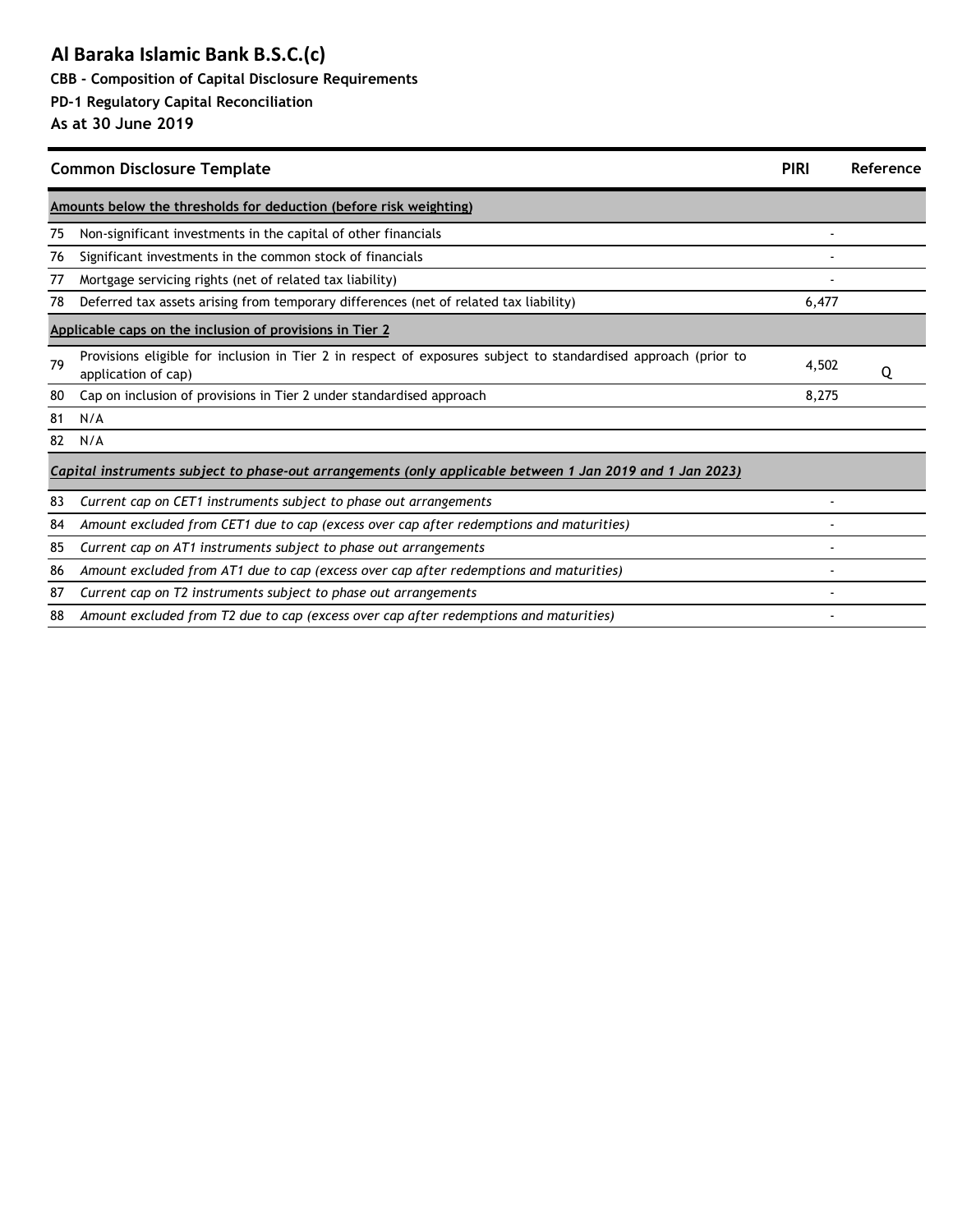# Al Baraka Islamic Bank B.S.C.(c)

**CBB - Composition of Capital Disclosure Requirements**

**PD-1 Regulatory Capital Reconciliation**

**As at 30 June 2019**

| | Common Disclosure Template | PIRI | Reference |
|---|---|---|---|
| | **Amounts below the thresholds for deduction (before risk weighting)** | | |
| 75 | Non-significant investments in the capital of other financials | - | |
| 76 | Significant investments in the common stock of financials | - | |
| 77 | Mortgage servicing rights (net of related tax liability) | - | |
| 78 | Deferred tax assets arising from temporary differences (net of related tax liability) | 6,477 | |
| | **Applicable caps on the inclusion of provisions in Tier 2** | | |
| 79 | Provisions eligible for inclusion in Tier 2 in respect of exposures subject to standardised approach (prior to application of cap) | 4,502 | Q |
| 80 | Cap on inclusion of provisions in Tier 2 under standardised approach | 8,275 | |
| 81 | N/A | | |
| 82 | N/A | | |
| | ***Capital instruments subject to phase-out arrangements (only applicable between 1 Jan 2019 and 1 Jan 2023)*** | | |
| 83 | *Current cap on CET1 instruments subject to phase out arrangements* | - | |
| 84 | *Amount excluded from CET1 due to cap (excess over cap after redemptions and maturities)* | - | |
| 85 | *Current cap on AT1 instruments subject to phase out arrangements* | - | |
| 86 | *Amount excluded from AT1 due to cap (excess over cap after redemptions and maturities)* | - | |
| 87 | *Current cap on T2 instruments subject to phase out arrangements* | - | |
| 88 | *Amount excluded from T2 due to cap (excess over cap after redemptions and maturities)* | - | |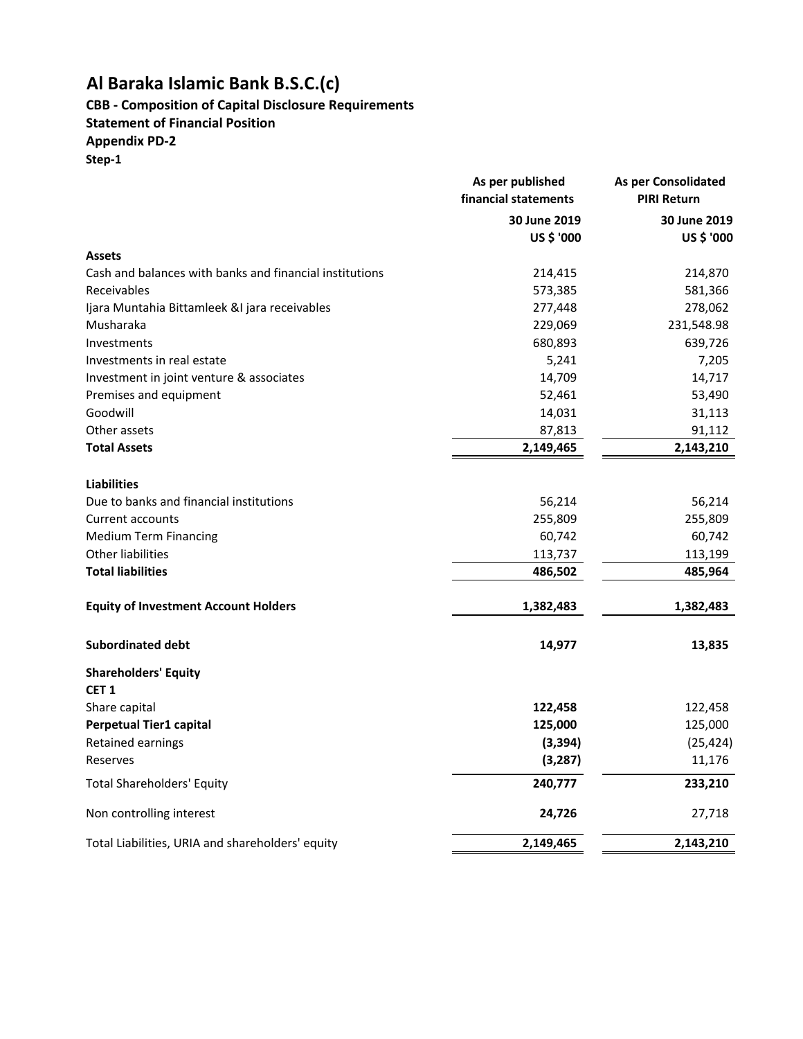# Al Baraka Islamic Bank B.S.C.(c)

**CBB - Composition of Capital Disclosure Requirements**
**Statement of Financial Position**
**Appendix PD-2**
**Step-1**

| | As per published financial statements | As per Consolidated PIRI Return |
|---|---|---|
| | 30 June 2019 | 30 June 2019 |
| | US $ '000 | US $ '000 |
| **Assets** | | |
| Cash and balances with banks and financial institutions | 214,415 | 214,870 |
| Receivables | 573,385 | 581,366 |
| Ijara Muntahia Bittamleek &I jara receivables | 277,448 | 278,062 |
| Musharaka | 229,069 | 231,548.98 |
| Investments | 680,893 | 639,726 |
| Investments in real estate | 5,241 | 7,205 |
| Investment in joint venture & associates | 14,709 | 14,717 |
| Premises and equipment | 52,461 | 53,490 |
| Goodwill | 14,031 | 31,113 |
| Other assets | 87,813 | 91,112 |
| **Total Assets** | **2,149,465** | **2,143,210** |
| **Liabilities** | | |
| Due to banks and financial institutions | 56,214 | 56,214 |
| Current accounts | 255,809 | 255,809 |
| Medium Term Financing | 60,742 | 60,742 |
| Other liabilities | 113,737 | 113,199 |
| **Total liabilities** | **486,502** | **485,964** |
| **Equity of Investment Account Holders** | **1,382,483** | **1,382,483** |
| **Subordinated debt** | **14,977** | **13,835** |
| **Shareholders' Equity** | | |
| **CET 1** | | |
| Share capital | **122,458** | 122,458 |
| **Perpetual Tier1 capital** | **125,000** | 125,000 |
| Retained earnings | **(3,394)** | (25,424) |
| Reserves | **(3,287)** | 11,176 |
| Total Shareholders' Equity | **240,777** | **233,210** |
| Non controlling interest | **24,726** | 27,718 |
| Total Liabilities, URIA and shareholders' equity | **2,149,465** | **2,143,210** |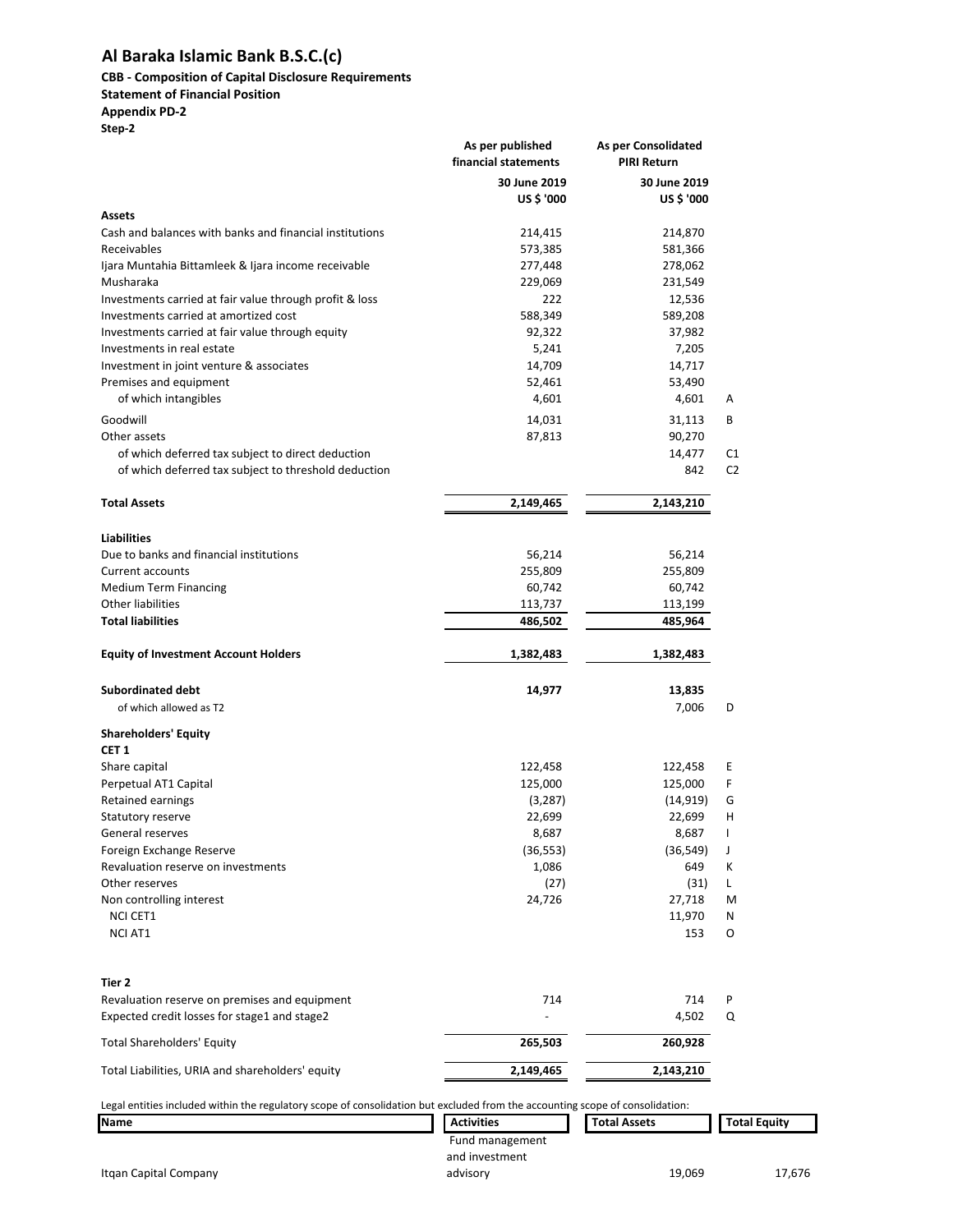# Al Baraka Islamic Bank B.S.C.(c)

**CBB - Composition of Capital Disclosure Requirements**
**Statement of Financial Position**
**Appendix PD-2**
**Step-2**

| | As per published financial statements | As per Consolidated PIRI Return | |
|---|---|---|---|
| | 30 June 2019 | 30 June 2019 | |
| | US $ '000 | US $ '000 | |
| **Assets** | | | |
| Cash and balances with banks and financial institutions | 214,415 | 214,870 | |
| Receivables | 573,385 | 581,366 | |
| Ijara Muntahia Bittamleek & Ijara income receivable | 277,448 | 278,062 | |
| Musharaka | 229,069 | 231,549 | |
| Investments carried at fair value through profit & loss | 222 | 12,536 | |
| Investments carried at amortized cost | 588,349 | 589,208 | |
| Investments carried at fair value through equity | 92,322 | 37,982 | |
| Investments in real estate | 5,241 | 7,205 | |
| Investment in joint venture & associates | 14,709 | 14,717 | |
| Premises and equipment | 52,461 | 53,490 | |
| of which intangibles | 4,601 | 4,601 | A |
| Goodwill | 14,031 | 31,113 | B |
| Other assets | 87,813 | 90,270 | |
| of which deferred tax subject to direct deduction | | 14,477 | C1 |
| of which deferred tax subject to threshold deduction | | 842 | C2 |
| **Total Assets** | **2,149,465** | **2,143,210** | |
| **Liabilities** | | | |
| Due to banks and financial institutions | 56,214 | 56,214 | |
| Current accounts | 255,809 | 255,809 | |
| Medium Term Financing | 60,742 | 60,742 | |
| Other liabilities | 113,737 | 113,199 | |
| **Total liabilities** | **486,502** | **485,964** | |
| **Equity of Investment Account Holders** | **1,382,483** | **1,382,483** | |
| **Subordinated debt** | **14,977** | **13,835** | |
| of which allowed as T2 | | 7,006 | D |
| **Shareholders' Equity** | | | |
| **CET 1** | | | |
| Share capital | 122,458 | 122,458 | E |
| Perpetual AT1 Capital | 125,000 | 125,000 | F |
| Retained earnings | (3,287) | (14,919) | G |
| Statutory reserve | 22,699 | 22,699 | H |
| General reserves | 8,687 | 8,687 | I |
| Foreign Exchange Reserve | (36,553) | (36,549) | J |
| Revaluation reserve on investments | 1,086 | 649 | K |
| Other reserves | (27) | (31) | L |
| Non controlling interest | 24,726 | 27,718 | M |
| NCI CET1 | | 11,970 | N |
| NCI AT1 | | 153 | O |
| **Tier 2** | | | |
| Revaluation reserve on premises and equipment | 714 | 714 | P |
| Expected credit losses for stage1 and stage2 | - | 4,502 | Q |
| Total Shareholders' Equity | **265,503** | **260,928** | |
| Total Liabilities, URIA and shareholders' equity | **2,149,465** | **2,143,210** | |

Legal entities included within the regulatory scope of consolidation but excluded from the accounting scope of consolidation:

| Name | Activities | Total Assets | Total Equity |
|---|---|---|---|
| Itqan Capital Company | Fund management and investment advisory | 19,069 | 17,676 |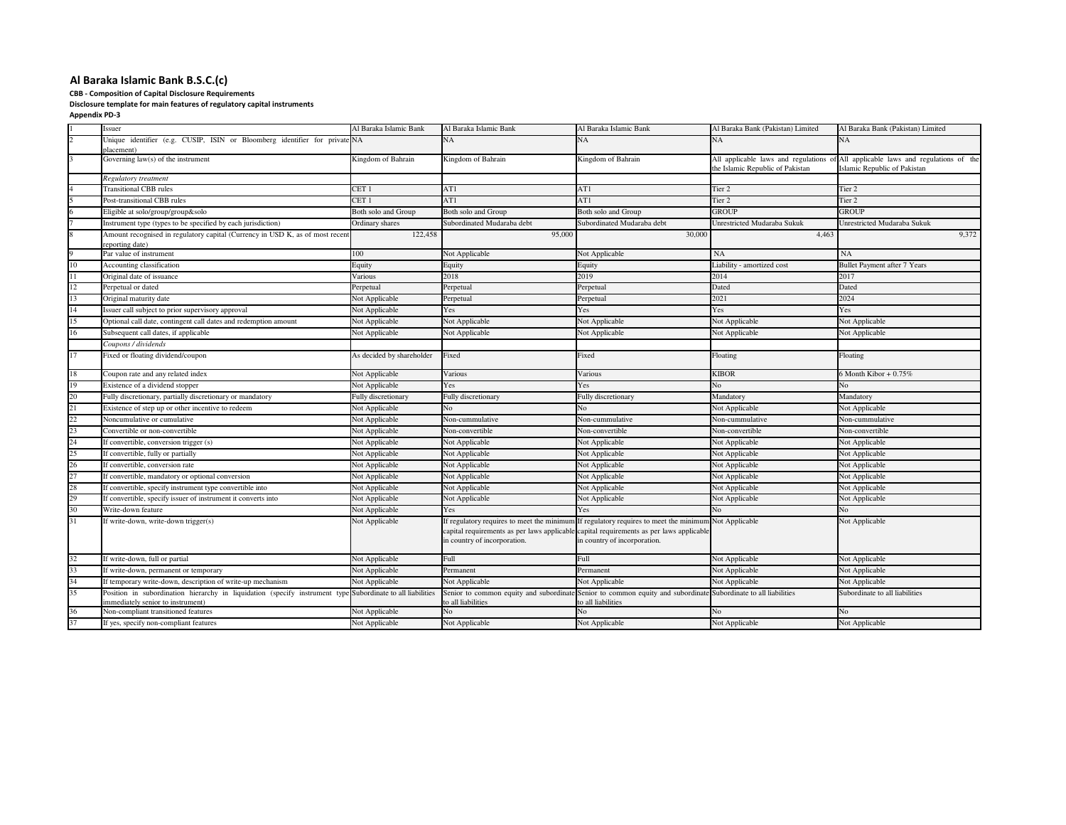## Al Baraka Islamic Bank B.S.C.(c)

**CBB - Composition of Capital Disclosure Requirements**

**Disclosure template for main features of regulatory capital instruments**

**Appendix PD-3**

| | | | | | | |
|---|---|---|---|---|---|---|
| 1 | Issuer | Al Baraka Islamic Bank | Al Baraka Islamic Bank | Al Baraka Islamic Bank | Al Baraka Bank (Pakistan) Limited | Al Baraka Bank (Pakistan) Limited |
| 2 | Unique identifier (e.g. CUSIP, ISIN or Bloomberg identifier for private placement) | NA | NA | NA | NA | NA |
| 3 | Governing law(s) of the instrument | Kingdom of Bahrain | Kingdom of Bahrain | Kingdom of Bahrain | All applicable laws and regulations of the Islamic Republic of Pakistan | All applicable laws and regulations of the Islamic Republic of Pakistan |
| | *Regulatory treatment* | | | | | |
| 4 | Transitional CBB rules | CET 1 | AT1 | AT1 | Tier 2 | Tier 2 |
| 5 | Post-transitional CBB rules | CET 1 | AT1 | AT1 | Tier 2 | Tier 2 |
| 6 | Eligible at solo/group/group&solo | Both solo and Group | Both solo and Group | Both solo and Group | GROUP | GROUP |
| 7 | Instrument type (types to be specified by each jurisdiction) | Ordinary shares | Subordinated Mudaraba debt | Subordinated Mudaraba debt | Unrestricted Mudaraba Sukuk | Unrestricted Mudaraba Sukuk |
| 8 | Amount recognised in regulatory capital (Currency in USD K, as of most recent reporting date) | 122,458 | 95,000 | 30,000 | 4,463 | 9,372 |
| 9 | Par value of instrument | 100 | Not Applicable | Not Applicable | NA | NA |
| 10 | Accounting classification | Equity | Equity | Equity | Liability - amortized cost | Bullet Payment after 7 Years |
| 11 | Original date of issuance | Various | 2018 | 2019 | 2014 | 2017 |
| 12 | Perpetual or dated | Perpetual | Perpetual | Perpetual | Dated | Dated |
| 13 | Original maturity date | Not Applicable | Perpetual | Perpetual | 2021 | 2024 |
| 14 | Issuer call subject to prior supervisory approval | Not Applicable | Yes | Yes | Yes | Yes |
| 15 | Optional call date, contingent call dates and redemption amount | Not Applicable | Not Applicable | Not Applicable | Not Applicable | Not Applicable |
| 16 | Subsequent call dates, if applicable | Not Applicable | Not Applicable | Not Applicable | Not Applicable | Not Applicable |
| | *Coupons / dividends* | | | | | |
| 17 | Fixed or floating dividend/coupon | As decided by shareholder | Fixed | Fixed | Floating | Floating |
| 18 | Coupon rate and any related index | Not Applicable | Various | Various | KIBOR | 6 Month Kibor + 0.75% |
| 19 | Existence of a dividend stopper | Not Applicable | Yes | Yes | No | No |
| 20 | Fully discretionary, partially discretionary or mandatory | Fully discretionary | Fully discretionary | Fully discretionary | Mandatory | Mandatory |
| 21 | Existence of step up or other incentive to redeem | Not Applicable | No | No | Not Applicable | Not Applicable |
| 22 | Noncumulative or cumulative | Not Applicable | Non-cummulative | Non-cummulative | Non-cummulative | Non-cummulative |
| 23 | Convertible or non-convertible | Not Applicable | Non-convertible | Non-convertible | Non-convertible | Non-convertible |
| 24 | If convertible, conversion trigger (s) | Not Applicable | Not Applicable | Not Applicable | Not Applicable | Not Applicable |
| 25 | If convertible, fully or partially | Not Applicable | Not Applicable | Not Applicable | Not Applicable | Not Applicable |
| 26 | If convertible, conversion rate | Not Applicable | Not Applicable | Not Applicable | Not Applicable | Not Applicable |
| 27 | If convertible, mandatory or optional conversion | Not Applicable | Not Applicable | Not Applicable | Not Applicable | Not Applicable |
| 28 | If convertible, specify instrument type convertible into | Not Applicable | Not Applicable | Not Applicable | Not Applicable | Not Applicable |
| 29 | If convertible, specify issuer of instrument it converts into | Not Applicable | Not Applicable | Not Applicable | Not Applicable | Not Applicable |
| 30 | Write-down feature | Not Applicable | Yes | Yes | No | No |
| 31 | If write-down, write-down trigger(s) | Not Applicable | If regulatory requires to meet the minimum capital requirements as per laws applicable in country of incorporation. | If regulatory requires to meet the minimum capital requirements as per laws applicable in country of incorporation. | Not Applicable | Not Applicable |
| 32 | If write-down, full or partial | Not Applicable | Full | Full | Not Applicable | Not Applicable |
| 33 | If write-down, permanent or temporary | Not Applicable | Permanent | Permanent | Not Applicable | Not Applicable |
| 34 | If temporary write-down, description of write-up mechanism | Not Applicable | Not Applicable | Not Applicable | Not Applicable | Not Applicable |
| 35 | Position in subordination hierarchy in liquidation (specify instrument type immediately senior to instrument) | Subordinate to all liabilities | Senior to common equity and subordinate to all liabilities | Senior to common equity and subordinate to all liabilities | Subordinate to all liabilities | Subordinate to all liabilities |
| 36 | Non-compliant transitioned features | Not Applicable | No | No | No | No |
| 37 | If yes, specify non-compliant features | Not Applicable | Not Applicable | Not Applicable | Not Applicable | Not Applicable |